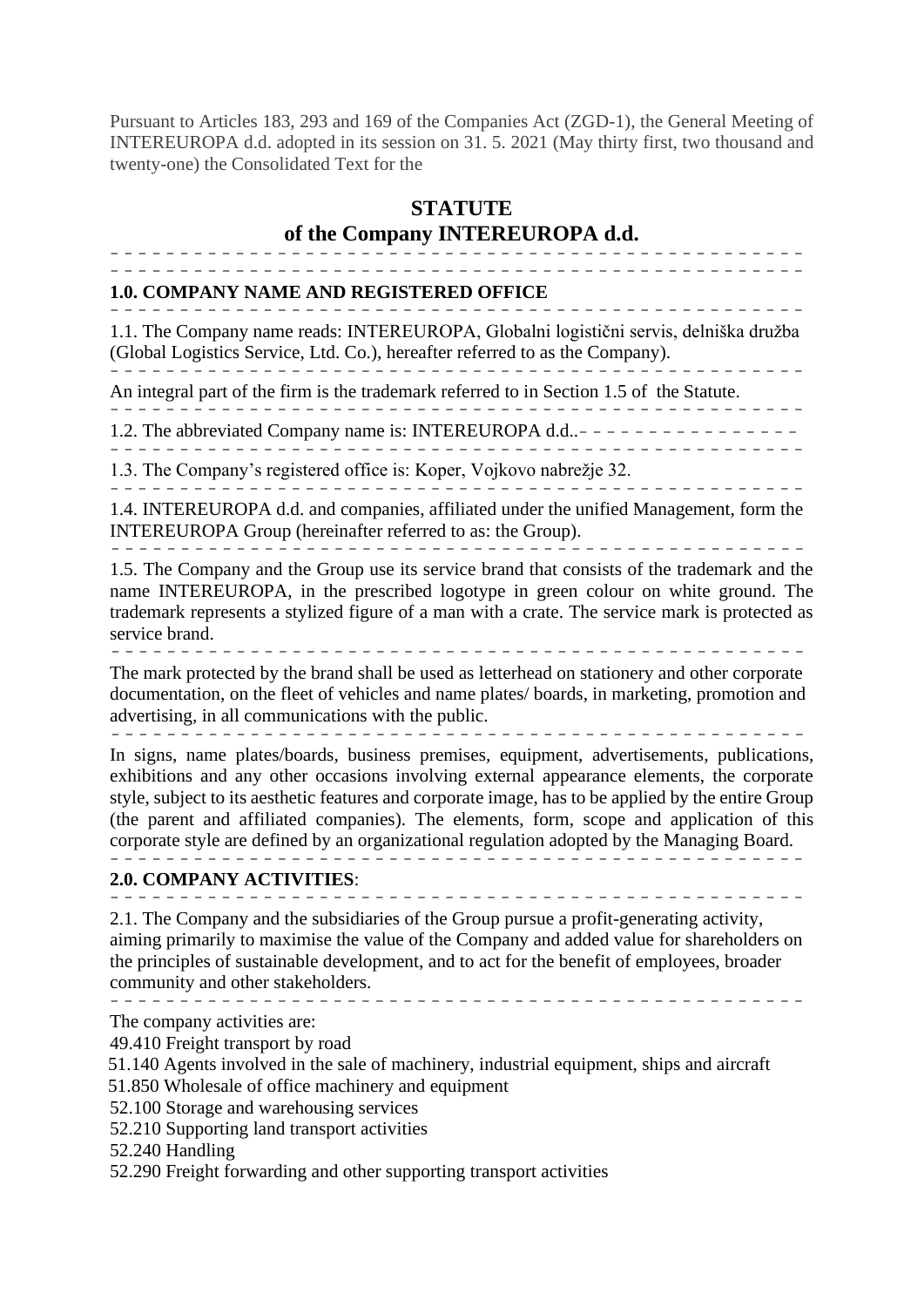Pursuant to Articles 183, 293 and 169 of the Companies Act (ZGD-1), the General Meeting of INTEREUROPA d.d. adopted in its session on 31. 5. 2021 (May thirty first, two thousand and twenty-one) the Consolidated Text for the

# STATUTE
# of the Company INTEREUROPA d.d.

## 1.0. COMPANY NAME AND REGISTERED OFFICE

1.1. The Company name reads: INTEREUROPA, Globalni logistični servis, delniška družba (Global Logistics Service, Ltd. Co.), hereafter referred to as the Company).

An integral part of the firm is the trademark referred to in Section 1.5 of the Statute.

1.2. The abbreviated Company name is: INTEREUROPA d.d..

1.3. The Company's registered office is: Koper, Vojkovo nabrežje 32.

1.4. INTEREUROPA d.d. and companies, affiliated under the unified Management, form the INTEREUROPA Group (hereinafter referred to as: the Group).

1.5. The Company and the Group use its service brand that consists of the trademark and the name INTEREUROPA, in the prescribed logotype in green colour on white ground. The trademark represents a stylized figure of a man with a crate. The service mark is protected as service brand.

The mark protected by the brand shall be used as letterhead on stationery and other corporate documentation, on the fleet of vehicles and name plates/ boards, in marketing, promotion and advertising, in all communications with the public.

In signs, name plates/boards, business premises, equipment, advertisements, publications, exhibitions and any other occasions involving external appearance elements, the corporate style, subject to its aesthetic features and corporate image, has to be applied by the entire Group (the parent and affiliated companies). The elements, form, scope and application of this corporate style are defined by an organizational regulation adopted by the Managing Board.

## 2.0. COMPANY ACTIVITIES:

2.1. The Company and the subsidiaries of the Group pursue a profit-generating activity, aiming primarily to maximise the value of the Company and added value for shareholders on the principles of sustainable development, and to act for the benefit of employees, broader community and other stakeholders.

The company activities are:

49.410 Freight transport by road
51.140 Agents involved in the sale of machinery, industrial equipment, ships and aircraft
51.850 Wholesale of office machinery and equipment
52.100 Storage and warehousing services
52.210 Supporting land transport activities
52.240 Handling
52.290 Freight forwarding and other supporting transport activities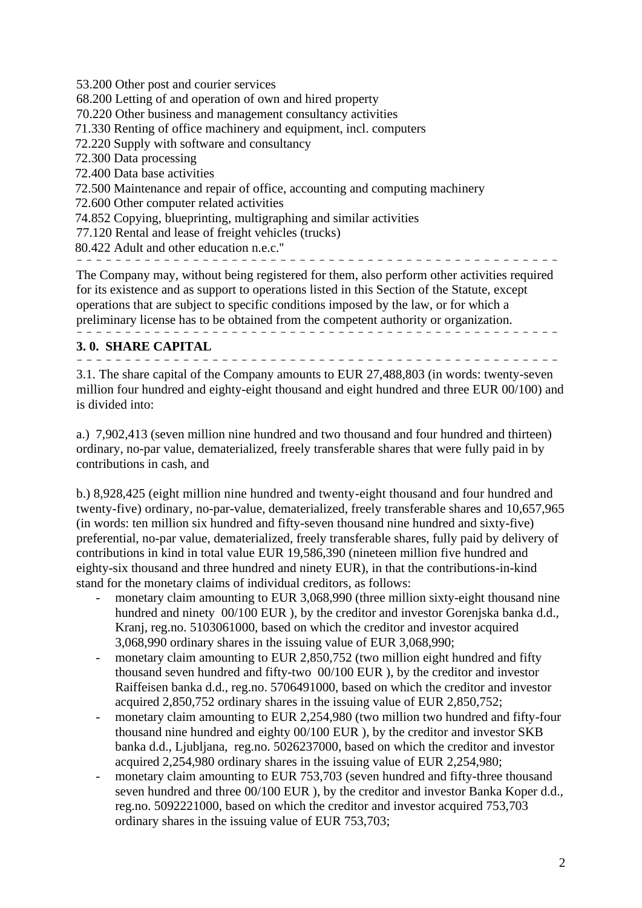53.200 Other post and courier services
68.200 Letting of and operation of own and hired property
70.220 Other business and management consultancy activities
71.330 Renting of office machinery and equipment, incl. computers
72.220 Supply with software and consultancy
72.300 Data processing
72.400 Data base activities
72.500 Maintenance and repair of office, accounting and computing machinery
72.600 Other computer related activities
74.852 Copying, blueprinting, multigraphing and similar activities
77.120 Rental and lease of freight vehicles (trucks)
80.422 Adult and other education n.e.c."

– – – – – – – – – – – – – – – – – – – – – – – – – – – – – – – – – – – – – – – – – – – – – – – – –

The Company may, without being registered for them, also perform other activities required for its existence and as support to operations listed in this Section of the Statute, except operations that are subject to specific conditions imposed by the law, or for which a preliminary license has to be obtained from the competent authority or organization.

– – – – – – – – – – – – – – – – – – – – – – – – – – – – – – – – – – – – – – – – – – – – – – – – –

## 3. 0. SHARE CAPITAL

– – – – – – – – – – – – – – – – – – – – – – – – – – – – – – – – – – – – – – – – – – – – – – – – –

3.1. The share capital of the Company amounts to EUR 27,488,803 (in words: twenty-seven million four hundred and eighty-eight thousand and eight hundred and three EUR 00/100) and is divided into:

a.) 7,902,413 (seven million nine hundred and two thousand and four hundred and thirteen) ordinary, no-par value, dematerialized, freely transferable shares that were fully paid in by contributions in cash, and

b.) 8,928,425 (eight million nine hundred and twenty-eight thousand and four hundred and twenty-five) ordinary, no-par-value, dematerialized, freely transferable shares and 10,657,965 (in words: ten million six hundred and fifty-seven thousand nine hundred and sixty-five) preferential, no-par value, dematerialized, freely transferable shares, fully paid by delivery of contributions in kind in total value EUR 19,586,390 (nineteen million five hundred and eighty-six thousand and three hundred and ninety EUR), in that the contributions-in-kind stand for the monetary claims of individual creditors, as follows:

- monetary claim amounting to EUR 3,068,990 (three million sixty-eight thousand nine hundred and ninety 00/100 EUR ), by the creditor and investor Gorenjska banka d.d., Kranj, reg.no. 5103061000, based on which the creditor and investor acquired 3,068,990 ordinary shares in the issuing value of EUR 3,068,990;
- monetary claim amounting to EUR 2,850,752 (two million eight hundred and fifty thousand seven hundred and fifty-two 00/100 EUR ), by the creditor and investor Raiffeisen banka d.d., reg.no. 5706491000, based on which the creditor and investor acquired 2,850,752 ordinary shares in the issuing value of EUR 2,850,752;
- monetary claim amounting to EUR 2,254,980 (two million two hundred and fifty-four thousand nine hundred and eighty 00/100 EUR ), by the creditor and investor SKB banka d.d., Ljubljana, reg.no. 5026237000, based on which the creditor and investor acquired 2,254,980 ordinary shares in the issuing value of EUR 2,254,980;
- monetary claim amounting to EUR 753,703 (seven hundred and fifty-three thousand seven hundred and three 00/100 EUR ), by the creditor and investor Banka Koper d.d., reg.no. 5092221000, based on which the creditor and investor acquired 753,703 ordinary shares in the issuing value of EUR 753,703;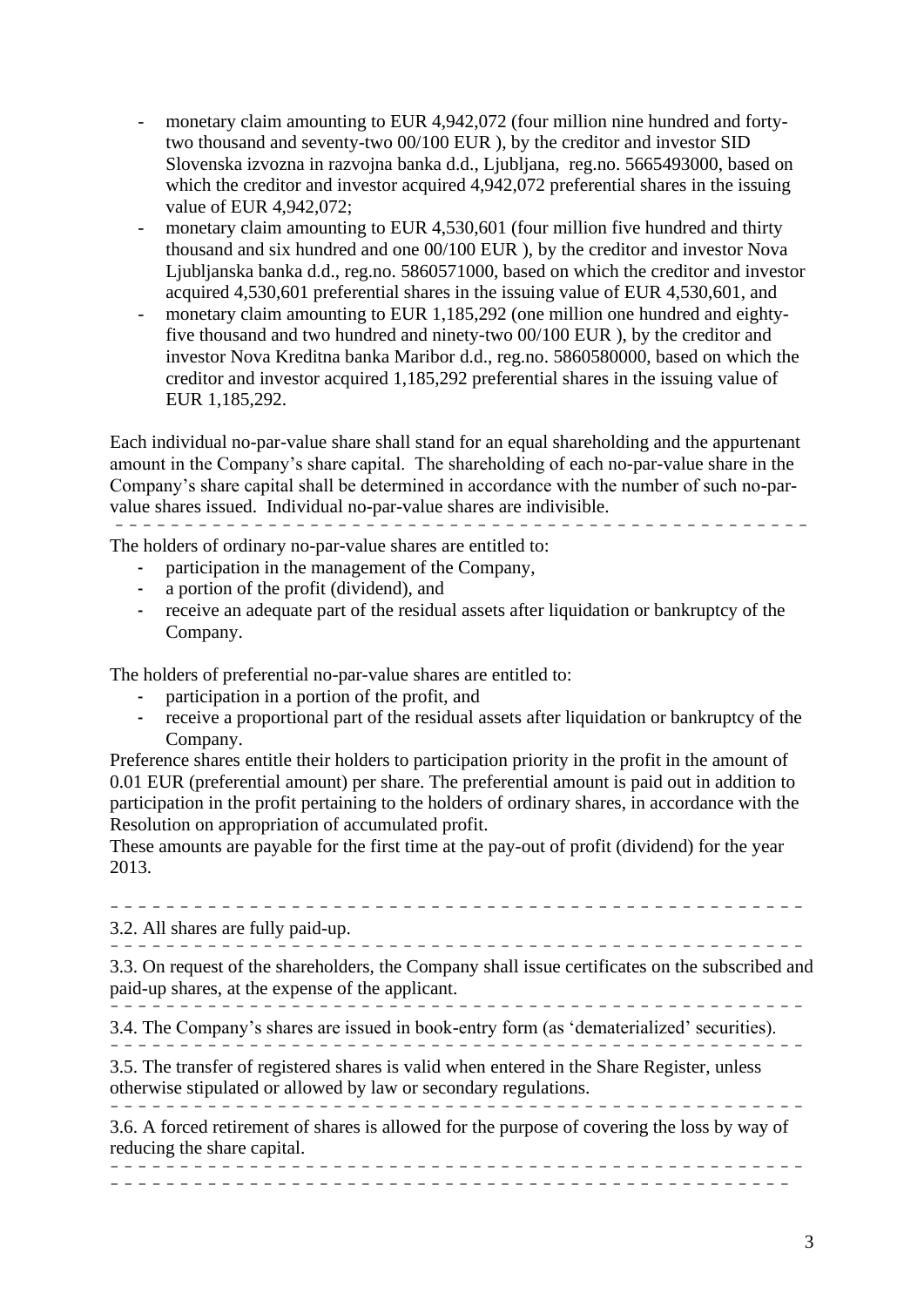- monetary claim amounting to EUR 4,942,072 (four million nine hundred and forty-two thousand and seventy-two 00/100 EUR ), by the creditor and investor SID Slovenska izvozna in razvojna banka d.d., Ljubljana, reg.no. 5665493000, based on which the creditor and investor acquired 4,942,072 preferential shares in the issuing value of EUR 4,942,072;
- monetary claim amounting to EUR 4,530,601 (four million five hundred and thirty thousand and six hundred and one 00/100 EUR ), by the creditor and investor Nova Ljubljanska banka d.d., reg.no. 5860571000, based on which the creditor and investor acquired 4,530,601 preferential shares in the issuing value of EUR 4,530,601, and
- monetary claim amounting to EUR 1,185,292 (one million one hundred and eighty-five thousand and two hundred and ninety-two 00/100 EUR ), by the creditor and investor Nova Kreditna banka Maribor d.d., reg.no. 5860580000, based on which the creditor and investor acquired 1,185,292 preferential shares in the issuing value of EUR 1,185,292.

Each individual no-par-value share shall stand for an equal shareholding and the appurtenant amount in the Company's share capital. The shareholding of each no-par-value share in the Company's share capital shall be determined in accordance with the number of such no-par-value shares issued. Individual no-par-value shares are indivisible.

– – – – – – – – – – – – – – – – – – – – – – – – – – – – – – – – – – – – – – – – – – – – – – – –

The holders of ordinary no-par-value shares are entitled to:

- participation in the management of the Company,
- a portion of the profit (dividend), and
- receive an adequate part of the residual assets after liquidation or bankruptcy of the Company.

The holders of preferential no-par-value shares are entitled to:

- participation in a portion of the profit, and
- receive a proportional part of the residual assets after liquidation or bankruptcy of the Company.

Preference shares entitle their holders to participation priority in the profit in the amount of 0.01 EUR (preferential amount) per share. The preferential amount is paid out in addition to participation in the profit pertaining to the holders of ordinary shares, in accordance with the Resolution on appropriation of accumulated profit.
These amounts are payable for the first time at the pay-out of profit (dividend) for the year 2013.

– – – – – – – – – – – – – – – – – – – – – – – – – – – – – – – – – – – – – – – – – – – – – – – –

3.2. All shares are fully paid-up.

– – – – – – – – – – – – – – – – – – – – – – – – – – – – – – – – – – – – – – – – – – – – – – – –

3.3. On request of the shareholders, the Company shall issue certificates on the subscribed and paid-up shares, at the expense of the applicant.

– – – – – – – – – – – – – – – – – – – – – – – – – – – – – – – – – – – – – – – – – – – – – – – –

3.4. The Company's shares are issued in book-entry form (as 'dematerialized' securities).

– – – – – – – – – – – – – – – – – – – – – – – – – – – – – – – – – – – – – – – – – – – – – – – –

3.5. The transfer of registered shares is valid when entered in the Share Register, unless otherwise stipulated or allowed by law or secondary regulations.

– – – – – – – – – – – – – – – – – – – – – – – – – – – – – – – – – – – – – – – – – – – – – – – –

3.6. A forced retirement of shares is allowed for the purpose of covering the loss by way of reducing the share capital.

– – – – – – – – – – – – – – – – – – – – – – – – – – – – – – – – – – – – – – – – – – – – – – – –
– – – – – – – – – – – – – – – – – – – – – – – – – – – – – – – – – – – – – – – – – – – – – – – –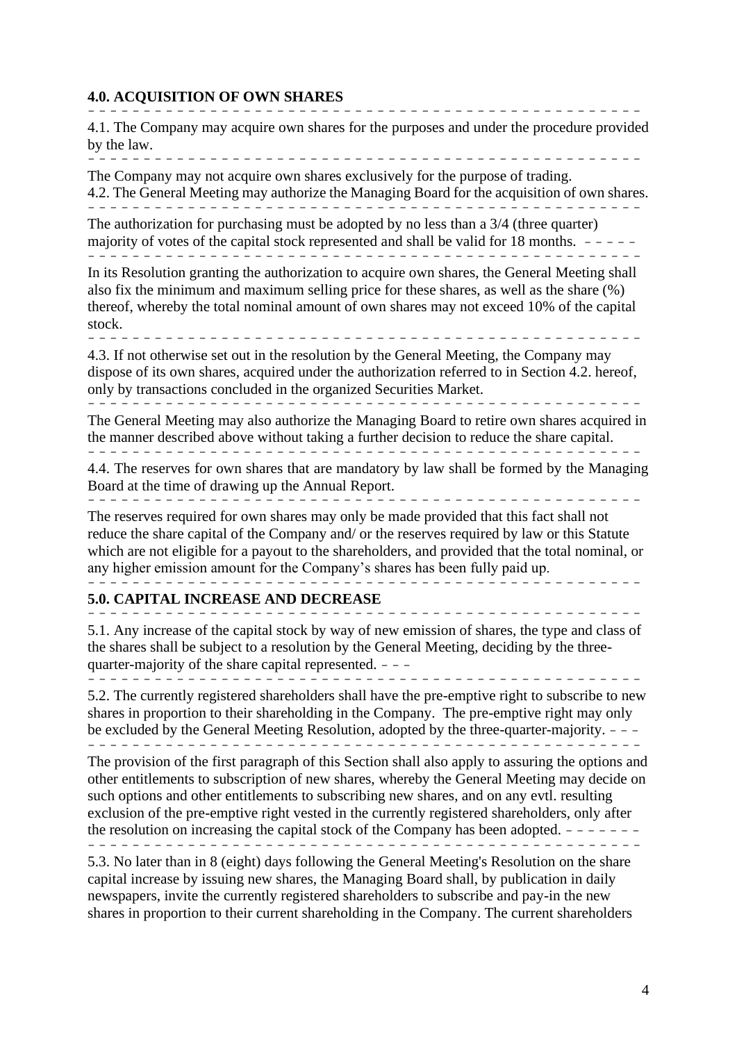**4.0. ACQUISITION OF OWN SHARES**

4.1. The Company may acquire own shares for the purposes and under the procedure provided by the law.

The Company may not acquire own shares exclusively for the purpose of trading.

4.2. The General Meeting may authorize the Managing Board for the acquisition of own shares.

The authorization for purchasing must be adopted by no less than a 3/4 (three quarter) majority of votes of the capital stock represented and shall be valid for 18 months.

In its Resolution granting the authorization to acquire own shares, the General Meeting shall also fix the minimum and maximum selling price for these shares, as well as the share (%) thereof, whereby the total nominal amount of own shares may not exceed 10% of the capital stock.

4.3. If not otherwise set out in the resolution by the General Meeting, the Company may dispose of its own shares, acquired under the authorization referred to in Section 4.2. hereof, only by transactions concluded in the organized Securities Market.

The General Meeting may also authorize the Managing Board to retire own shares acquired in the manner described above without taking a further decision to reduce the share capital.

4.4. The reserves for own shares that are mandatory by law shall be formed by the Managing Board at the time of drawing up the Annual Report.

The reserves required for own shares may only be made provided that this fact shall not reduce the share capital of the Company and/ or the reserves required by law or this Statute which are not eligible for a payout to the shareholders, and provided that the total nominal, or any higher emission amount for the Company's shares has been fully paid up.

**5.0. CAPITAL INCREASE AND DECREASE**

5.1. Any increase of the capital stock by way of new emission of shares, the type and class of the shares shall be subject to a resolution by the General Meeting, deciding by the three-quarter-majority of the share capital represented.

5.2. The currently registered shareholders shall have the pre-emptive right to subscribe to new shares in proportion to their shareholding in the Company. The pre-emptive right may only be excluded by the General Meeting Resolution, adopted by the three-quarter-majority.

The provision of the first paragraph of this Section shall also apply to assuring the options and other entitlements to subscription of new shares, whereby the General Meeting may decide on such options and other entitlements to subscribing new shares, and on any evtl. resulting exclusion of the pre-emptive right vested in the currently registered shareholders, only after the resolution on increasing the capital stock of the Company has been adopted.

5.3. No later than in 8 (eight) days following the General Meeting's Resolution on the share capital increase by issuing new shares, the Managing Board shall, by publication in daily newspapers, invite the currently registered shareholders to subscribe and pay-in the new shares in proportion to their current shareholding in the Company. The current shareholders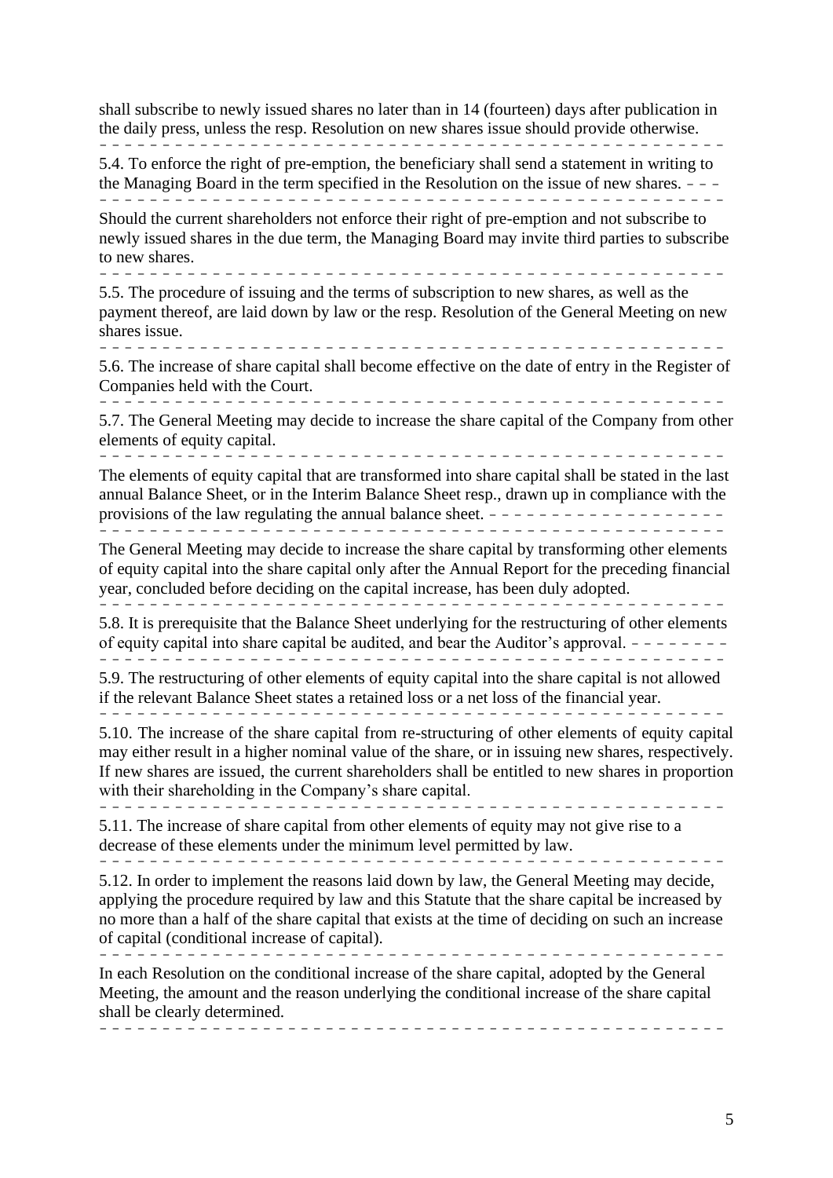shall subscribe to newly issued shares no later than in 14 (fourteen) days after publication in the daily press, unless the resp. Resolution on new shares issue should provide otherwise.

5.4. To enforce the right of pre-emption, the beneficiary shall send a statement in writing to the Managing Board in the term specified in the Resolution on the issue of new shares.

Should the current shareholders not enforce their right of pre-emption and not subscribe to newly issued shares in the due term, the Managing Board may invite third parties to subscribe to new shares.

5.5. The procedure of issuing and the terms of subscription to new shares, as well as the payment thereof, are laid down by law or the resp. Resolution of the General Meeting on new shares issue.

5.6. The increase of share capital shall become effective on the date of entry in the Register of Companies held with the Court.

5.7. The General Meeting may decide to increase the share capital of the Company from other elements of equity capital.

The elements of equity capital that are transformed into share capital shall be stated in the last annual Balance Sheet, or in the Interim Balance Sheet resp., drawn up in compliance with the provisions of the law regulating the annual balance sheet.

The General Meeting may decide to increase the share capital by transforming other elements of equity capital into the share capital only after the Annual Report for the preceding financial year, concluded before deciding on the capital increase, has been duly adopted.

5.8. It is prerequisite that the Balance Sheet underlying for the restructuring of other elements of equity capital into share capital be audited, and bear the Auditor's approval.

5.9. The restructuring of other elements of equity capital into the share capital is not allowed if the relevant Balance Sheet states a retained loss or a net loss of the financial year.

5.10. The increase of the share capital from re-structuring of other elements of equity capital may either result in a higher nominal value of the share, or in issuing new shares, respectively. If new shares are issued, the current shareholders shall be entitled to new shares in proportion with their shareholding in the Company's share capital.

5.11. The increase of share capital from other elements of equity may not give rise to a decrease of these elements under the minimum level permitted by law.

5.12. In order to implement the reasons laid down by law, the General Meeting may decide, applying the procedure required by law and this Statute that the share capital be increased by no more than a half of the share capital that exists at the time of deciding on such an increase of capital (conditional increase of capital).

In each Resolution on the conditional increase of the share capital, adopted by the General Meeting, the amount and the reason underlying the conditional increase of the share capital shall be clearly determined.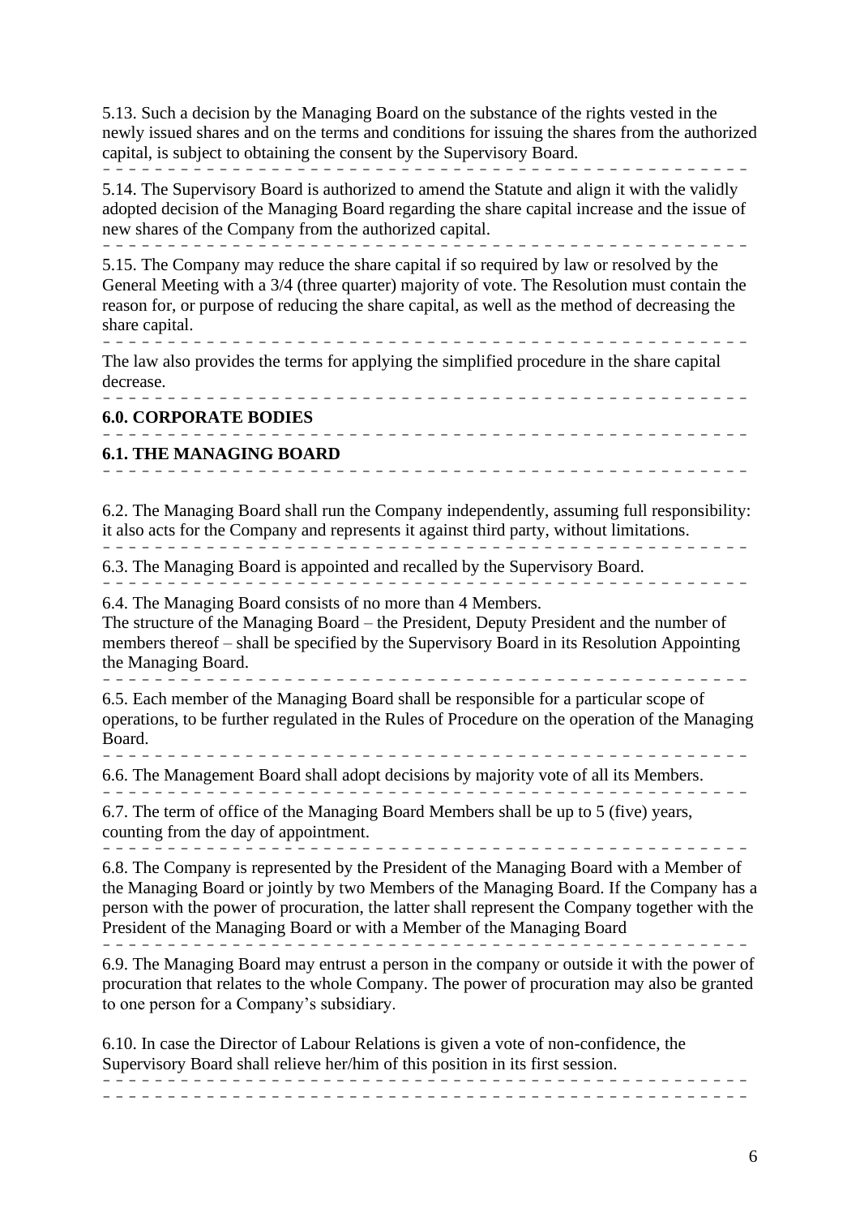5.13. Such a decision by the Managing Board on the substance of the rights vested in the newly issued shares and on the terms and conditions for issuing the shares from the authorized capital, is subject to obtaining the consent by the Supervisory Board.

5.14. The Supervisory Board is authorized to amend the Statute and align it with the validly adopted decision of the Managing Board regarding the share capital increase and the issue of new shares of the Company from the authorized capital.

5.15. The Company may reduce the share capital if so required by law or resolved by the General Meeting with a 3/4 (three quarter) majority of vote. The Resolution must contain the reason for, or purpose of reducing the share capital, as well as the method of decreasing the share capital.

The law also provides the terms for applying the simplified procedure in the share capital decrease.

## 6.0. CORPORATE BODIES

### 6.1. THE MANAGING BOARD

6.2. The Managing Board shall run the Company independently, assuming full responsibility: it also acts for the Company and represents it against third party, without limitations.

6.3. The Managing Board is appointed and recalled by the Supervisory Board.

6.4. The Managing Board consists of no more than 4 Members.
The structure of the Managing Board – the President, Deputy President and the number of members thereof – shall be specified by the Supervisory Board in its Resolution Appointing the Managing Board.

6.5. Each member of the Managing Board shall be responsible for a particular scope of operations, to be further regulated in the Rules of Procedure on the operation of the Managing Board.

6.6. The Management Board shall adopt decisions by majority vote of all its Members.

6.7. The term of office of the Managing Board Members shall be up to 5 (five) years, counting from the day of appointment.

6.8. The Company is represented by the President of the Managing Board with a Member of the Managing Board or jointly by two Members of the Managing Board. If the Company has a person with the power of procuration, the latter shall represent the Company together with the President of the Managing Board or with a Member of the Managing Board

6.9. The Managing Board may entrust a person in the company or outside it with the power of procuration that relates to the whole Company. The power of procuration may also be granted to one person for a Company's subsidiary.

6.10. In case the Director of Labour Relations is given a vote of non-confidence, the Supervisory Board shall relieve her/him of this position in its first session.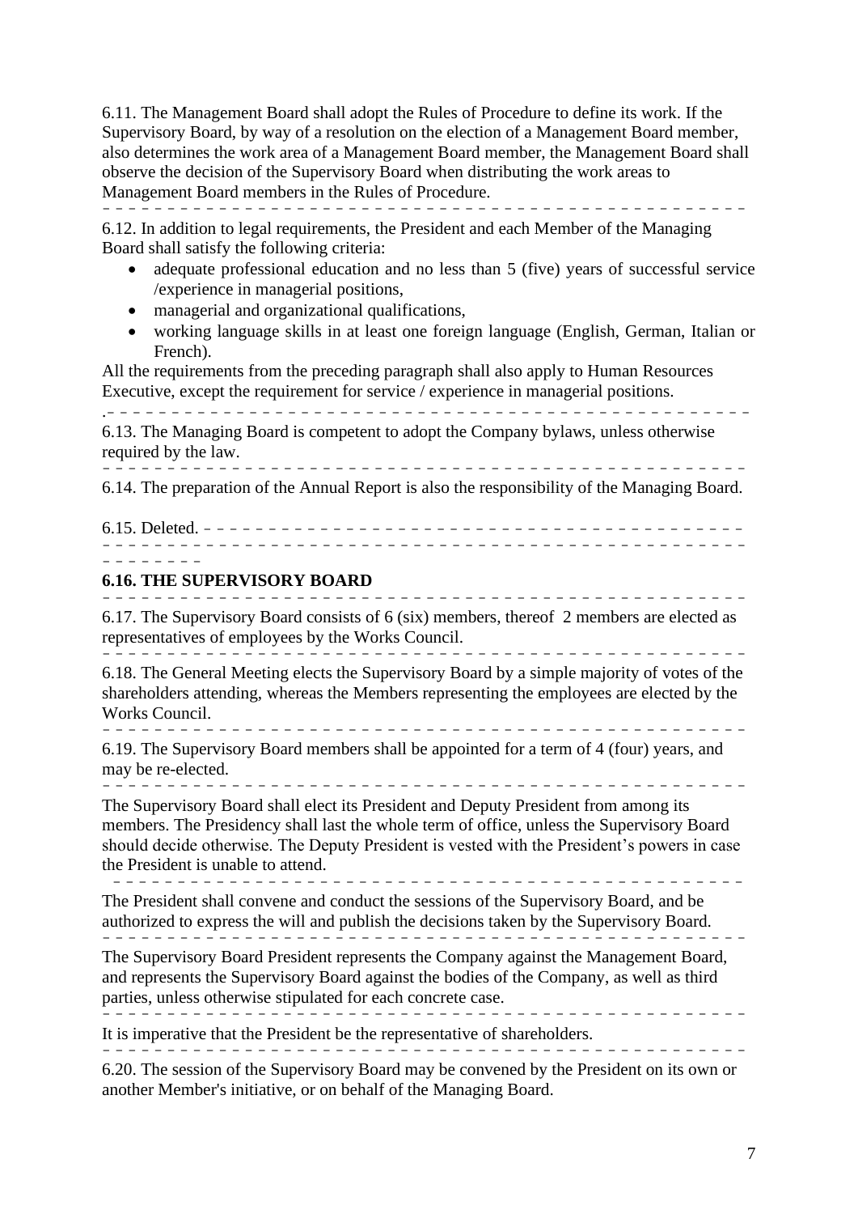6.11. The Management Board shall adopt the Rules of Procedure to define its work. If the Supervisory Board, by way of a resolution on the election of a Management Board member, also determines the work area of a Management Board member, the Management Board shall observe the decision of the Supervisory Board when distributing the work areas to Management Board members in the Rules of Procedure. - - - - - - - - - - - - - - - - - - - - - - - - - - - - - - - - - - - - - - - - - - - - - -

6.12. In addition to legal requirements, the President and each Member of the Managing Board shall satisfy the following criteria:

- adequate professional education and no less than 5 (five) years of successful service /experience in managerial positions,
- managerial and organizational qualifications,
- working language skills in at least one foreign language (English, German, Italian or French).

All the requirements from the preceding paragraph shall also apply to Human Resources Executive, except the requirement for service / experience in managerial positions.

.- - - - - - - - - - - - - - - - - - - - - - - - - - - - - - - - - - - - - - - - - - - - - -

6.13. The Managing Board is competent to adopt the Company bylaws, unless otherwise required by the law. - - - - - - - - - - - - - - - - - - - - - - - - - - - - - - - - - - - - - - - - - - - - - -

6.14. The preparation of the Annual Report is also the responsibility of the Managing Board.

6.15. Deleted. - - - - - - - - - - - - - - - - - - - - - - - - - - - - - - - - - - - - - - - - - - - - - - - - - - - - - - - - - - - - - - - - - - - - - - - - - - - - - - - - - - - - - - - - - - - - - - - - - - -

**6.16. THE SUPERVISORY BOARD** - - - - - - - - - - - - - - - - - - - - - - - - - - - - - - - - - - - - - - - - - - - - - -

6.17. The Supervisory Board consists of 6 (six) members, thereof 2 members are elected as representatives of employees by the Works Council. - - - - - - - - - - - - - - - - - - - - - - - - - - - - - - - - - - - - - - - - - - - - - -

6.18. The General Meeting elects the Supervisory Board by a simple majority of votes of the shareholders attending, whereas the Members representing the employees are elected by the Works Council. - - - - - - - - - - - - - - - - - - - - - - - - - - - - - - - - - - - - - - - - - - - - - -

6.19. The Supervisory Board members shall be appointed for a term of 4 (four) years, and may be re-elected. - - - - - - - - - - - - - - - - - - - - - - - - - - - - - - - - - - - - - - - - - - - - - -

The Supervisory Board shall elect its President and Deputy President from among its members. The Presidency shall last the whole term of office, unless the Supervisory Board should decide otherwise. The Deputy President is vested with the President's powers in case the President is unable to attend. - - - - - - - - - - - - - - - - - - - - - - - - - - - - - - - - - - - - - - - - - - - - - -

The President shall convene and conduct the sessions of the Supervisory Board, and be authorized to express the will and publish the decisions taken by the Supervisory Board. - - - - - - - - - - - - - - - - - - - - - - - - - - - - - - - - - - - - - - - - - - - - - -

The Supervisory Board President represents the Company against the Management Board, and represents the Supervisory Board against the bodies of the Company, as well as third parties, unless otherwise stipulated for each concrete case. - - - - - - - - - - - - - - - - - - - - - - - - - - - - - - - - - - - - - - - - - - - - - -

It is imperative that the President be the representative of shareholders. - - - - - - - - - - - - - - - - - - - - - - - - - - - - - - - - - - - - - - - - - - - - - -

6.20. The session of the Supervisory Board may be convened by the President on its own or another Member's initiative, or on behalf of the Managing Board.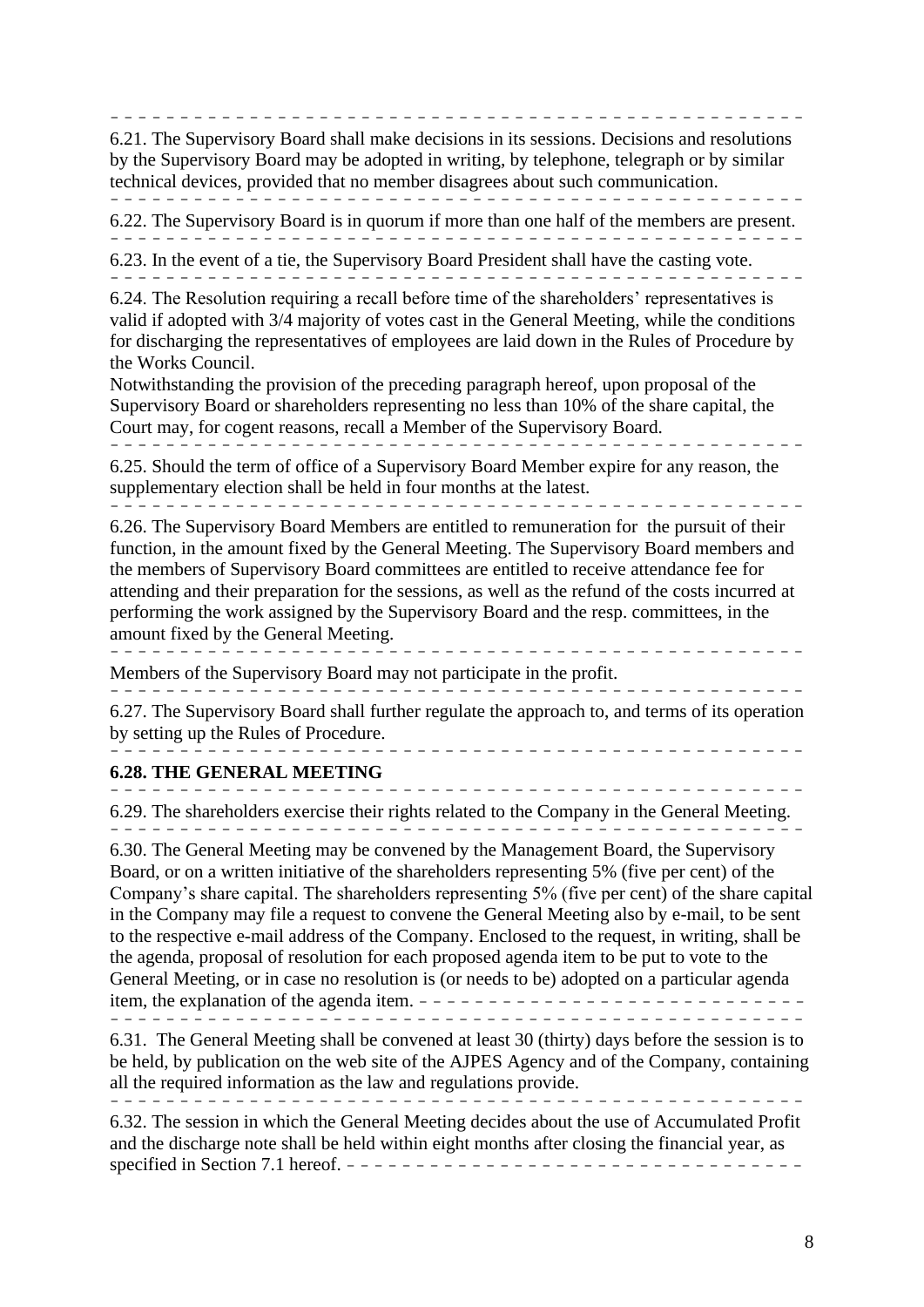6.21. The Supervisory Board shall make decisions in its sessions. Decisions and resolutions by the Supervisory Board may be adopted in writing, by telephone, telegraph or by similar technical devices, provided that no member disagrees about such communication.

6.22. The Supervisory Board is in quorum if more than one half of the members are present.

6.23. In the event of a tie, the Supervisory Board President shall have the casting vote.

6.24. The Resolution requiring a recall before time of the shareholders' representatives is valid if adopted with 3/4 majority of votes cast in the General Meeting, while the conditions for discharging the representatives of employees are laid down in the Rules of Procedure by the Works Council.

Notwithstanding the provision of the preceding paragraph hereof, upon proposal of the Supervisory Board or shareholders representing no less than 10% of the share capital, the Court may, for cogent reasons, recall a Member of the Supervisory Board.

6.25. Should the term of office of a Supervisory Board Member expire for any reason, the supplementary election shall be held in four months at the latest.

6.26. The Supervisory Board Members are entitled to remuneration for the pursuit of their function, in the amount fixed by the General Meeting. The Supervisory Board members and the members of Supervisory Board committees are entitled to receive attendance fee for attending and their preparation for the sessions, as well as the refund of the costs incurred at performing the work assigned by the Supervisory Board and the resp. committees, in the amount fixed by the General Meeting.

Members of the Supervisory Board may not participate in the profit.

6.27. The Supervisory Board shall further regulate the approach to, and terms of its operation by setting up the Rules of Procedure.

**6.28. THE GENERAL MEETING**

6.29. The shareholders exercise their rights related to the Company in the General Meeting.

6.30. The General Meeting may be convened by the Management Board, the Supervisory Board, or on a written initiative of the shareholders representing 5% (five per cent) of the Company's share capital. The shareholders representing 5% (five per cent) of the share capital in the Company may file a request to convene the General Meeting also by e-mail, to be sent to the respective e-mail address of the Company. Enclosed to the request, in writing, shall be the agenda, proposal of resolution for each proposed agenda item to be put to vote to the General Meeting, or in case no resolution is (or needs to be) adopted on a particular agenda item, the explanation of the agenda item.

6.31. The General Meeting shall be convened at least 30 (thirty) days before the session is to be held, by publication on the web site of the AJPES Agency and of the Company, containing all the required information as the law and regulations provide.

6.32. The session in which the General Meeting decides about the use of Accumulated Profit and the discharge note shall be held within eight months after closing the financial year, as specified in Section 7.1 hereof.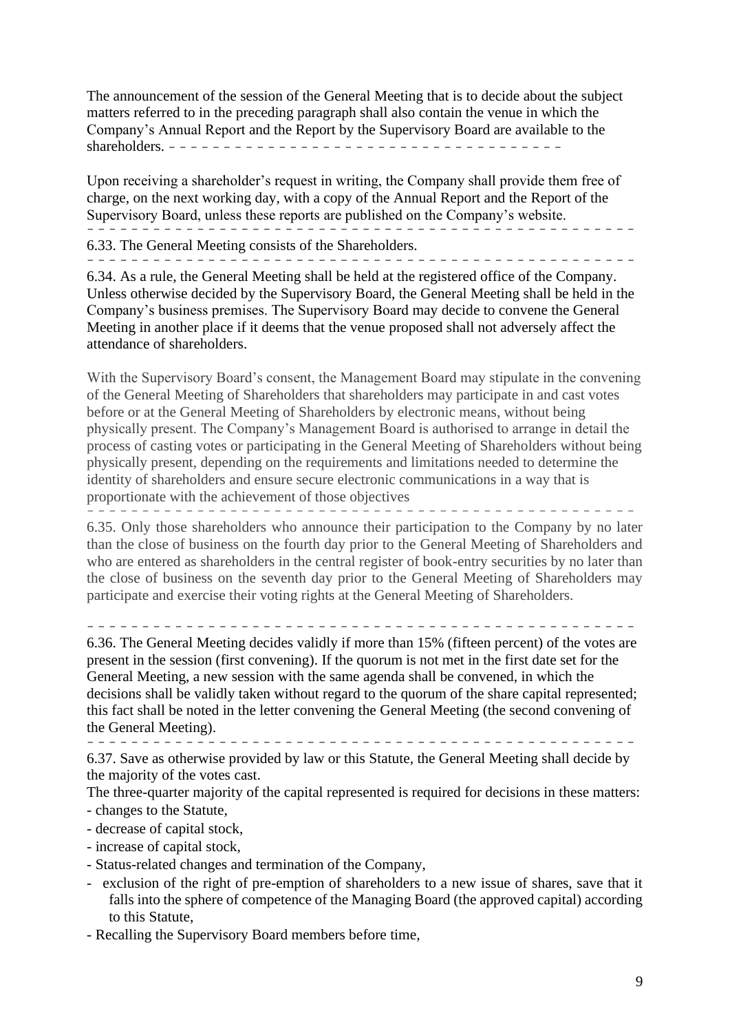The announcement of the session of the General Meeting that is to decide about the subject matters referred to in the preceding paragraph shall also contain the venue in which the Company's Annual Report and the Report by the Supervisory Board are available to the shareholders. – – – – – – – – – – – – – – – – – – – – – – – – – – – – – – – – – – – –

Upon receiving a shareholder's request in writing, the Company shall provide them free of charge, on the next working day, with a copy of the Annual Report and the Report of the Supervisory Board, unless these reports are published on the Company's website. – – – – – – – – – – – – – – – – – – – – – – – – – – – – – – – – – – – – – – – – – – – – – – – – –

6.33. The General Meeting consists of the Shareholders. – – – – – – – – – – – – – – – – – – – – – – – – – – – – – – – – – – – – – – – – – – – – – – – – –

6.34. As a rule, the General Meeting shall be held at the registered office of the Company. Unless otherwise decided by the Supervisory Board, the General Meeting shall be held in the Company's business premises. The Supervisory Board may decide to convene the General Meeting in another place if it deems that the venue proposed shall not adversely affect the attendance of shareholders.

With the Supervisory Board's consent, the Management Board may stipulate in the convening of the General Meeting of Shareholders that shareholders may participate in and cast votes before or at the General Meeting of Shareholders by electronic means, without being physically present. The Company's Management Board is authorised to arrange in detail the process of casting votes or participating in the General Meeting of Shareholders without being physically present, depending on the requirements and limitations needed to determine the identity of shareholders and ensure secure electronic communications in a way that is proportionate with the achievement of those objectives – – – – – – – – – – – – – – – – – – – – – – – – – – – – – – – – – – – – – – – – – – – – – – – – –

6.35. Only those shareholders who announce their participation to the Company by no later than the close of business on the fourth day prior to the General Meeting of Shareholders and who are entered as shareholders in the central register of book-entry securities by no later than the close of business on the seventh day prior to the General Meeting of Shareholders may participate and exercise their voting rights at the General Meeting of Shareholders.

– – – – – – – – – – – – – – – – – – – – – – – – – – – – – – – – – – – – – – – – – – – – – – – – –

6.36. The General Meeting decides validly if more than 15% (fifteen percent) of the votes are present in the session (first convening). If the quorum is not met in the first date set for the General Meeting, a new session with the same agenda shall be convened, in which the decisions shall be validly taken without regard to the quorum of the share capital represented; this fact shall be noted in the letter convening the General Meeting (the second convening of the General Meeting). – – – – – – – – – – – – – – – – – – – – – – – – – – – – – – – – – – – – – – – – – – – – – – – – –

6.37. Save as otherwise provided by law or this Statute, the General Meeting shall decide by the majority of the votes cast.

The three-quarter majority of the capital represented is required for decisions in these matters:

- changes to the Statute,
- decrease of capital stock,
- increase of capital stock,
- Status-related changes and termination of the Company,
- exclusion of the right of pre-emption of shareholders to a new issue of shares, save that it falls into the sphere of competence of the Managing Board (the approved capital) according to this Statute,
- Recalling the Supervisory Board members before time,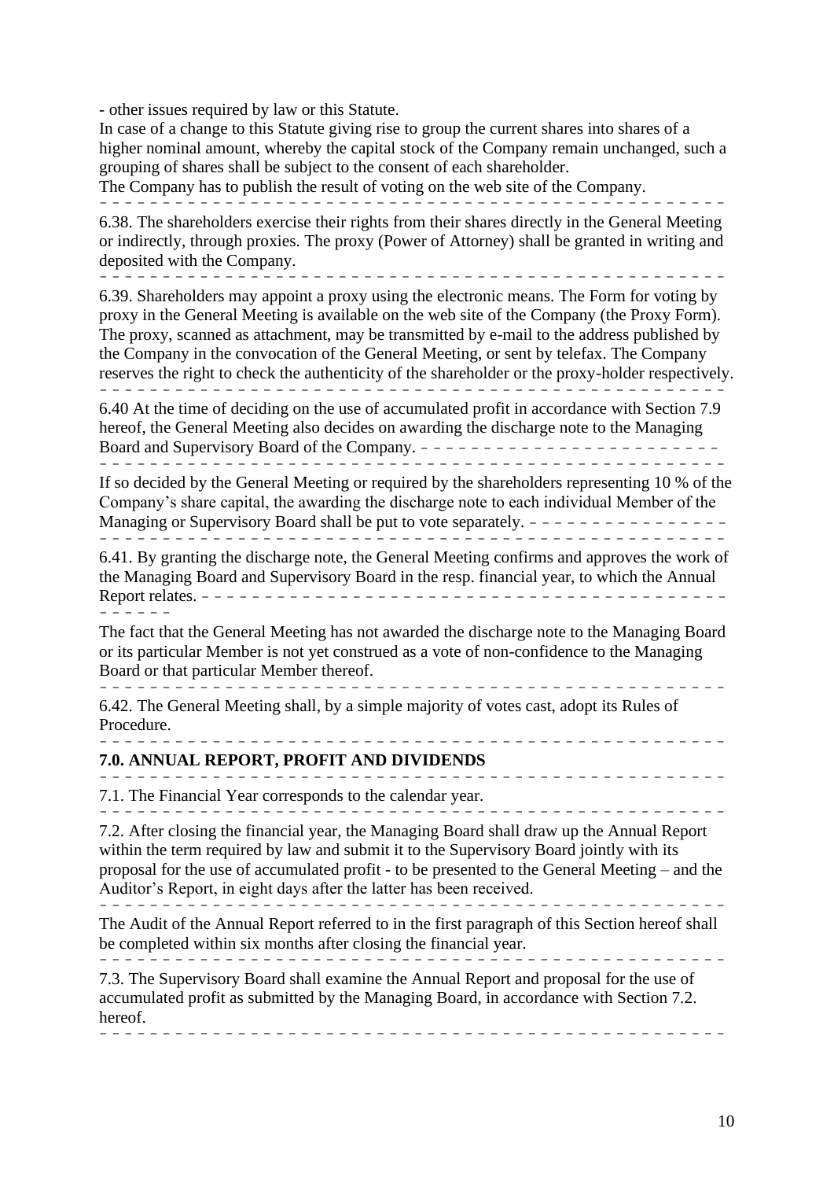- other issues required by law or this Statute.

In case of a change to this Statute giving rise to group the current shares into shares of a higher nominal amount, whereby the capital stock of the Company remain unchanged, such a grouping of shares shall be subject to the consent of each shareholder.

The Company has to publish the result of voting on the web site of the Company.

6.38. The shareholders exercise their rights from their shares directly in the General Meeting or indirectly, through proxies. The proxy (Power of Attorney) shall be granted in writing and deposited with the Company.

6.39. Shareholders may appoint a proxy using the electronic means. The Form for voting by proxy in the General Meeting is available on the web site of the Company (the Proxy Form). The proxy, scanned as attachment, may be transmitted by e-mail to the address published by the Company in the convocation of the General Meeting, or sent by telefax. The Company reserves the right to check the authenticity of the shareholder or the proxy-holder respectively.

6.40 At the time of deciding on the use of accumulated profit in accordance with Section 7.9 hereof, the General Meeting also decides on awarding the discharge note to the Managing Board and Supervisory Board of the Company.

If so decided by the General Meeting or required by the shareholders representing 10 % of the Company's share capital, the awarding the discharge note to each individual Member of the Managing or Supervisory Board shall be put to vote separately.

6.41. By granting the discharge note, the General Meeting confirms and approves the work of the Managing Board and Supervisory Board in the resp. financial year, to which the Annual Report relates.

The fact that the General Meeting has not awarded the discharge note to the Managing Board or its particular Member is not yet construed as a vote of non-confidence to the Managing Board or that particular Member thereof.

6.42. The General Meeting shall, by a simple majority of votes cast, adopt its Rules of Procedure.

## 7.0. ANNUAL REPORT, PROFIT AND DIVIDENDS

7.1. The Financial Year corresponds to the calendar year.

7.2. After closing the financial year, the Managing Board shall draw up the Annual Report within the term required by law and submit it to the Supervisory Board jointly with its proposal for the use of accumulated profit - to be presented to the General Meeting – and the Auditor's Report, in eight days after the latter has been received.

The Audit of the Annual Report referred to in the first paragraph of this Section hereof shall be completed within six months after closing the financial year.

7.3. The Supervisory Board shall examine the Annual Report and proposal for the use of accumulated profit as submitted by the Managing Board, in accordance with Section 7.2. hereof.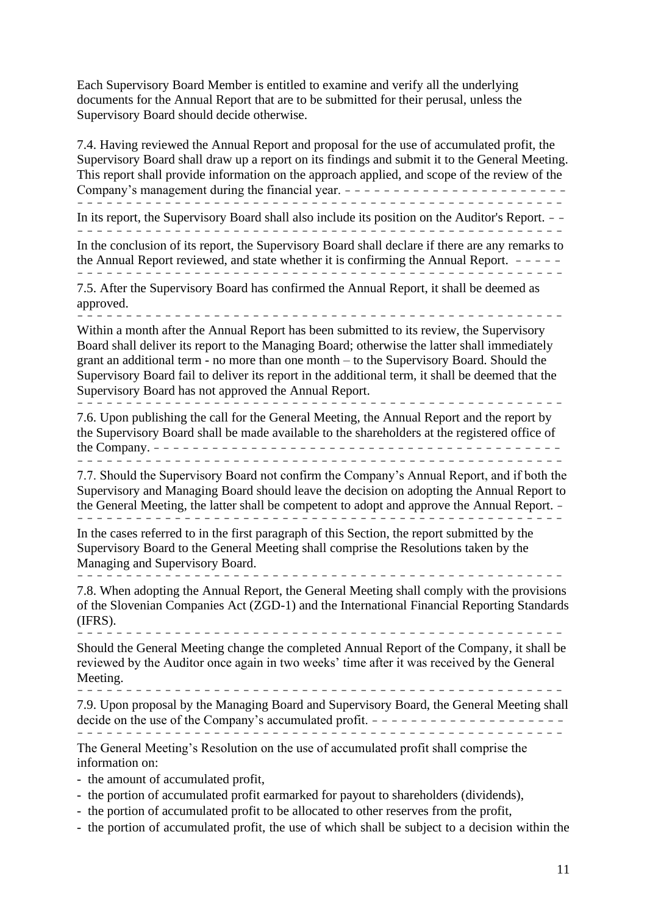Each Supervisory Board Member is entitled to examine and verify all the underlying documents for the Annual Report that are to be submitted for their perusal, unless the Supervisory Board should decide otherwise.

7.4. Having reviewed the Annual Report and proposal for the use of accumulated profit, the Supervisory Board shall draw up a report on its findings and submit it to the General Meeting. This report shall provide information on the approach applied, and scope of the review of the Company's management during the financial year.

In its report, the Supervisory Board shall also include its position on the Auditor's Report.

In the conclusion of its report, the Supervisory Board shall declare if there are any remarks to the Annual Report reviewed, and state whether it is confirming the Annual Report.

7.5. After the Supervisory Board has confirmed the Annual Report, it shall be deemed as approved.

Within a month after the Annual Report has been submitted to its review, the Supervisory Board shall deliver its report to the Managing Board; otherwise the latter shall immediately grant an additional term - no more than one month – to the Supervisory Board. Should the Supervisory Board fail to deliver its report in the additional term, it shall be deemed that the Supervisory Board has not approved the Annual Report.

7.6. Upon publishing the call for the General Meeting, the Annual Report and the report by the Supervisory Board shall be made available to the shareholders at the registered office of the Company.

7.7. Should the Supervisory Board not confirm the Company's Annual Report, and if both the Supervisory and Managing Board should leave the decision on adopting the Annual Report to the General Meeting, the latter shall be competent to adopt and approve the Annual Report.

In the cases referred to in the first paragraph of this Section, the report submitted by the Supervisory Board to the General Meeting shall comprise the Resolutions taken by the Managing and Supervisory Board.

7.8. When adopting the Annual Report, the General Meeting shall comply with the provisions of the Slovenian Companies Act (ZGD-1) and the International Financial Reporting Standards (IFRS).

Should the General Meeting change the completed Annual Report of the Company, it shall be reviewed by the Auditor once again in two weeks' time after it was received by the General Meeting.

7.9. Upon proposal by the Managing Board and Supervisory Board, the General Meeting shall decide on the use of the Company's accumulated profit.

The General Meeting's Resolution on the use of accumulated profit shall comprise the information on:

- the amount of accumulated profit,
- the portion of accumulated profit earmarked for payout to shareholders (dividends),
- the portion of accumulated profit to be allocated to other reserves from the profit,
- the portion of accumulated profit, the use of which shall be subject to a decision within the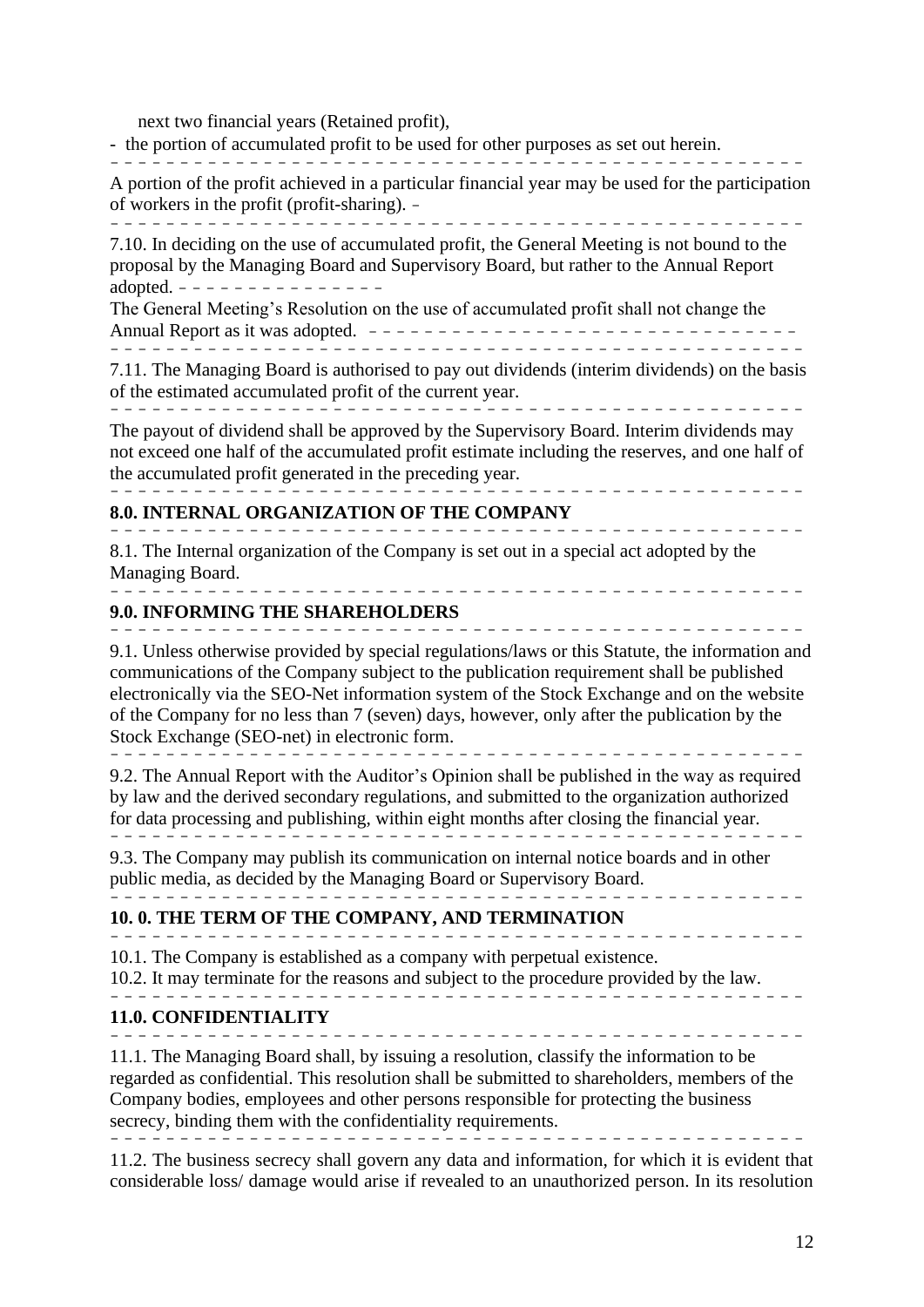next two financial years (Retained profit),

- the portion of accumulated profit to be used for other purposes as set out herein.

A portion of the profit achieved in a particular financial year may be used for the participation of workers in the profit (profit-sharing).

7.10. In deciding on the use of accumulated profit, the General Meeting is not bound to the proposal by the Managing Board and Supervisory Board, but rather to the Annual Report adopted.

The General Meeting's Resolution on the use of accumulated profit shall not change the Annual Report as it was adopted.

7.11. The Managing Board is authorised to pay out dividends (interim dividends) on the basis of the estimated accumulated profit of the current year.

The payout of dividend shall be approved by the Supervisory Board. Interim dividends may not exceed one half of the accumulated profit estimate including the reserves, and one half of the accumulated profit generated in the preceding year.

## 8.0. INTERNAL ORGANIZATION OF THE COMPANY

8.1. The Internal organization of the Company is set out in a special act adopted by the Managing Board.

## 9.0. INFORMING THE SHAREHOLDERS

9.1. Unless otherwise provided by special regulations/laws or this Statute, the information and communications of the Company subject to the publication requirement shall be published electronically via the SEO-Net information system of the Stock Exchange and on the website of the Company for no less than 7 (seven) days, however, only after the publication by the Stock Exchange (SEO-net) in electronic form.

9.2. The Annual Report with the Auditor's Opinion shall be published in the way as required by law and the derived secondary regulations, and submitted to the organization authorized for data processing and publishing, within eight months after closing the financial year.

9.3. The Company may publish its communication on internal notice boards and in other public media, as decided by the Managing Board or Supervisory Board.

## 10. 0. THE TERM OF THE COMPANY, AND TERMINATION

10.1. The Company is established as a company with perpetual existence.

10.2. It may terminate for the reasons and subject to the procedure provided by the law.

## 11.0. CONFIDENTIALITY

11.1. The Managing Board shall, by issuing a resolution, classify the information to be regarded as confidential. This resolution shall be submitted to shareholders, members of the Company bodies, employees and other persons responsible for protecting the business secrecy, binding them with the confidentiality requirements.

11.2. The business secrecy shall govern any data and information, for which it is evident that considerable loss/ damage would arise if revealed to an unauthorized person. In its resolution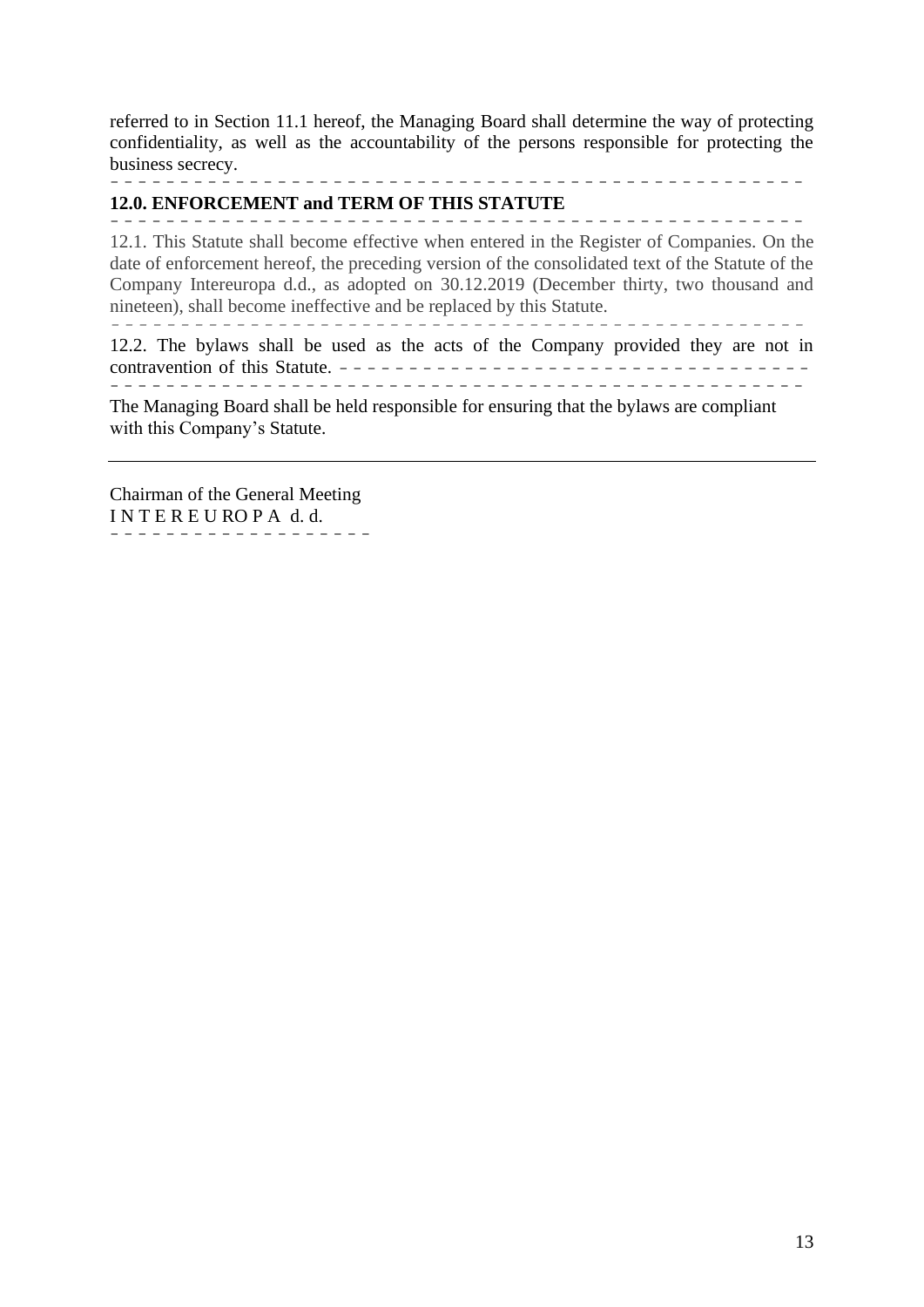referred to in Section 11.1 hereof, the Managing Board shall determine the way of protecting confidentiality, as well as the accountability of the persons responsible for protecting the business secrecy.

– – – – – – – – – – – – – – – – – – – – – – – – – – – – – – – – – – – – – – – – – – – – – – – –

**12.0. ENFORCEMENT and TERM OF THIS STATUTE**

– – – – – – – – – – – – – – – – – – – – – – – – – – – – – – – – – – – – – – – – – – – – – – – –

12.1. This Statute shall become effective when entered in the Register of Companies. On the date of enforcement hereof, the preceding version of the consolidated text of the Statute of the Company Intereuropa d.d., as adopted on 30.12.2019 (December thirty, two thousand and nineteen), shall become ineffective and be replaced by this Statute.

– – – – – – – – – – – – – – – – – – – – – – – – – – – – – – – – – – – – – – – – – – – – – – – –

12.2. The bylaws shall be used as the acts of the Company provided they are not in contravention of this Statute. – – – – – – – – – – – – – – – – – – – – – – – – – – – – – – – – – – –

– – – – – – – – – – – – – – – – – – – – – – – – – – – – – – – – – – – – – – – – – – – – – – – –

The Managing Board shall be held responsible for ensuring that the bylaws are compliant with this Company's Statute.

---

Chairman of the General Meeting
I N T E R E U RO P A d. d.

– – – – – – – – – – – – – – – – – – –